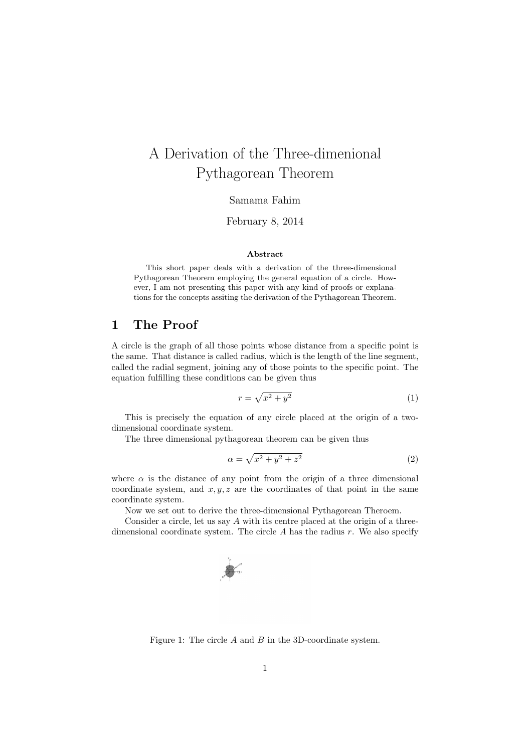# A Derivation of the Three-dimenional Pythagorean Theorem

Samama Fahim

February 8, 2014

**Abstract**

This short paper deals with a derivation of the three-dimensional Pythagorean Theorem employing the general equation of a circle. However, I am not presenting this paper with any kind of proofs or explanations for the concepts assiting the derivation of the Pythagorean Theorem.

## 1 The Proof

A circle is the graph of all those points whose distance from a specific point is the same. That distance is called radius, which is the length of the line segment, called the radial segment, joining any of those points to the specific point. The equation fulfilling these conditions can be given thus

$$r = \sqrt{x^2 + y^2} \tag{1}$$

This is precisely the equation of any circle placed at the origin of a two-dimensional coordinate system.

The three dimensional pythagorean theorem can be given thus

$$\alpha = \sqrt{x^2 + y^2 + z^2} \tag{2}$$

where $\alpha$ is the distance of any point from the origin of a three dimensional coordinate system, and $x, y, z$ are the coordinates of that point in the same coordinate system.

Now we set out to derive the three-dimensional Pythagorean Theroem.

Consider a circle, let us say $A$ with its centre placed at the origin of a three-dimensional coordinate system. The circle $A$ has the radius $r$. We also specify

Figure 1: The circle $A$ and $B$ in the 3D-coordinate system.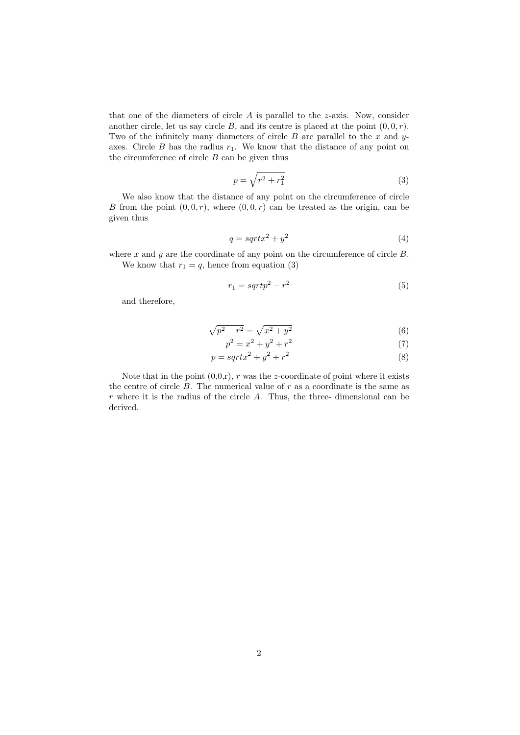that one of the diameters of circle $A$ is parallel to the $z$-axis. Now, consider another circle, let us say circle $B$, and its centre is placed at the point $(0, 0, r)$. Two of the infinitely many diameters of circle $B$ are parallel to the $x$ and $y$-axes. Circle $B$ has the radius $r_1$. We know that the distance of any point on the circumference of circle $B$ can be given thus

$$p = \sqrt{r^2 + r_1^2} \tag{3}$$

We also know that the distance of any point on the circumference of circle $B$ from the point $(0, 0, r)$, where $(0, 0, r)$ can be treated as the origin, can be given thus

$$q = sqrtx^2 + y^2 \tag{4}$$

where $x$ and $y$ are the coordinate of any point on the circumference of circle $B$.

We know that $r_1 = q$, hence from equation (3)

$$r_1 = sqrtp^2 - r^2 \tag{5}$$

and therefore,

$$\sqrt{p^2 - r^2} = \sqrt{x^2 + y^2} \tag{6}$$

$$p^2 = x^2 + y^2 + r^2 \tag{7}$$

$$p = sqrtx^2 + y^2 + r^2 \tag{8}$$

Note that in the point (0,0,r), $r$ was the $z$-coordinate of point where it exists the centre of circle $B$. The numerical value of $r$ as a coordinate is the same as $r$ where it is the radius of the circle $A$. Thus, the three- dimensional can be derived.